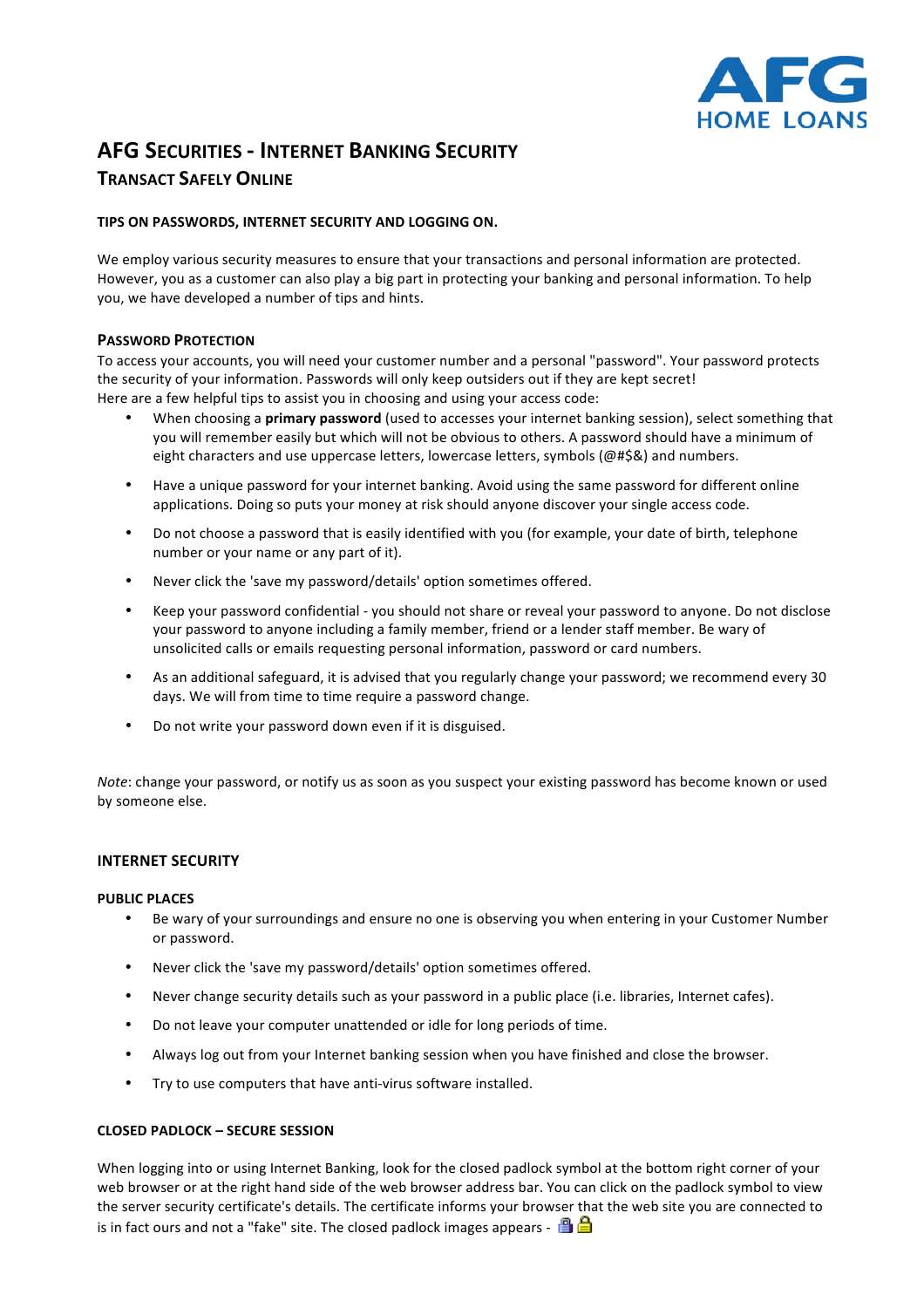AFG HOME LOANS

# AFG Securities - Internet Banking Security

## Transact Safely Online

### TIPS ON PASSWORDS, INTERNET SECURITY AND LOGGING ON.

We employ various security measures to ensure that your transactions and personal information are protected. However, you as a customer can also play a big part in protecting your banking and personal information. To help you, we have developed a number of tips and hints.

### Password Protection

To access your accounts, you will need your customer number and a personal "password". Your password protects the security of your information. Passwords will only keep outsiders out if they are kept secret!
Here are a few helpful tips to assist you in choosing and using your access code:

- When choosing a **primary password** (used to accesses your internet banking session), select something that you will remember easily but which will not be obvious to others. A password should have a minimum of eight characters and use uppercase letters, lowercase letters, symbols (@#$&) and numbers.
- Have a unique password for your internet banking. Avoid using the same password for different online applications. Doing so puts your money at risk should anyone discover your single access code.
- Do not choose a password that is easily identified with you (for example, your date of birth, telephone number or your name or any part of it).
- Never click the 'save my password/details' option sometimes offered.
- Keep your password confidential - you should not share or reveal your password to anyone. Do not disclose your password to anyone including a family member, friend or a lender staff member. Be wary of unsolicited calls or emails requesting personal information, password or card numbers.
- As an additional safeguard, it is advised that you regularly change your password; we recommend every 30 days. We will from time to time require a password change.
- Do not write your password down even if it is disguised.

*Note*: change your password, or notify us as soon as you suspect your existing password has become known or used by someone else.

### INTERNET SECURITY

#### PUBLIC PLACES

- Be wary of your surroundings and ensure no one is observing you when entering in your Customer Number or password.
- Never click the 'save my password/details' option sometimes offered.
- Never change security details such as your password in a public place (i.e. libraries, Internet cafes).
- Do not leave your computer unattended or idle for long periods of time.
- Always log out from your Internet banking session when you have finished and close the browser.
- Try to use computers that have anti-virus software installed.

#### CLOSED PADLOCK – SECURE SESSION

When logging into or using Internet Banking, look for the closed padlock symbol at the bottom right corner of your web browser or at the right hand side of the web browser address bar. You can click on the padlock symbol to view the server security certificate's details. The certificate informs your browser that the web site you are connected to is in fact ours and not a "fake" site. The closed padlock images appears -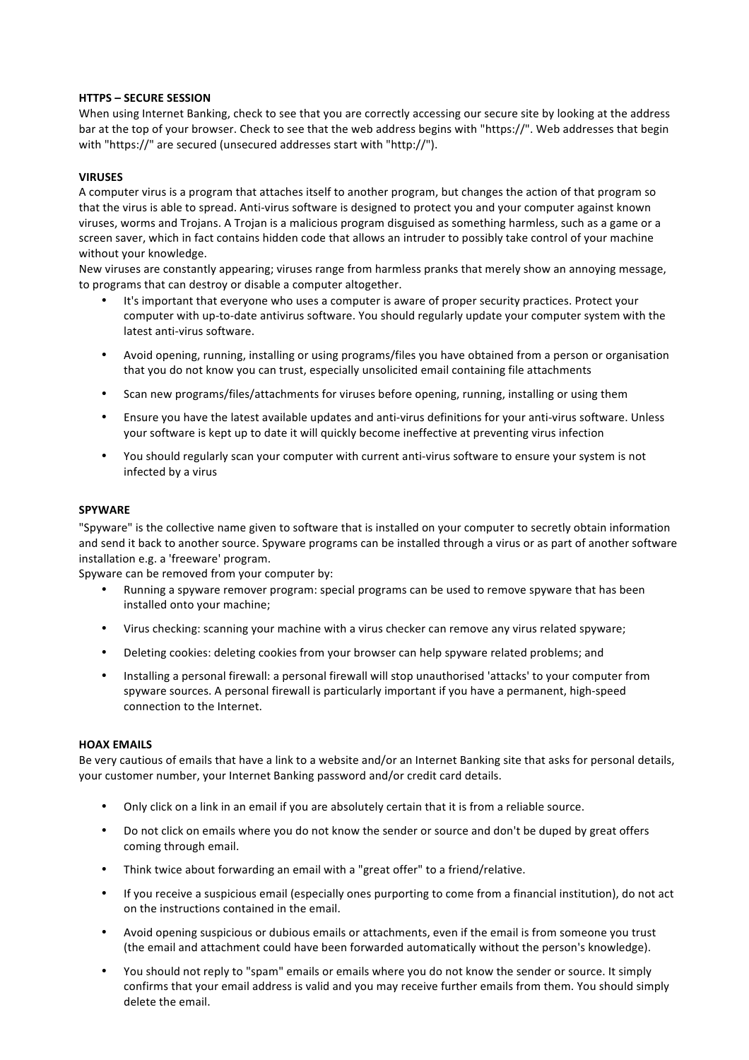**HTTPS – SECURE SESSION**

When using Internet Banking, check to see that you are correctly accessing our secure site by looking at the address bar at the top of your browser. Check to see that the web address begins with "https://". Web addresses that begin with "https://" are secured (unsecured addresses start with "http://").

**VIRUSES**

A computer virus is a program that attaches itself to another program, but changes the action of that program so that the virus is able to spread. Anti-virus software is designed to protect you and your computer against known viruses, worms and Trojans. A Trojan is a malicious program disguised as something harmless, such as a game or a screen saver, which in fact contains hidden code that allows an intruder to possibly take control of your machine without your knowledge.

New viruses are constantly appearing; viruses range from harmless pranks that merely show an annoying message, to programs that can destroy or disable a computer altogether.

- It's important that everyone who uses a computer is aware of proper security practices. Protect your computer with up-to-date antivirus software. You should regularly update your computer system with the latest anti-virus software.
- Avoid opening, running, installing or using programs/files you have obtained from a person or organisation that you do not know you can trust, especially unsolicited email containing file attachments
- Scan new programs/files/attachments for viruses before opening, running, installing or using them
- Ensure you have the latest available updates and anti-virus definitions for your anti-virus software. Unless your software is kept up to date it will quickly become ineffective at preventing virus infection
- You should regularly scan your computer with current anti-virus software to ensure your system is not infected by a virus

**SPYWARE**

"Spyware" is the collective name given to software that is installed on your computer to secretly obtain information and send it back to another source. Spyware programs can be installed through a virus or as part of another software installation e.g. a 'freeware' program.

Spyware can be removed from your computer by:

- Running a spyware remover program: special programs can be used to remove spyware that has been installed onto your machine;
- Virus checking: scanning your machine with a virus checker can remove any virus related spyware;
- Deleting cookies: deleting cookies from your browser can help spyware related problems; and
- Installing a personal firewall: a personal firewall will stop unauthorised 'attacks' to your computer from spyware sources. A personal firewall is particularly important if you have a permanent, high-speed connection to the Internet.

**HOAX EMAILS**

Be very cautious of emails that have a link to a website and/or an Internet Banking site that asks for personal details, your customer number, your Internet Banking password and/or credit card details.

- Only click on a link in an email if you are absolutely certain that it is from a reliable source.
- Do not click on emails where you do not know the sender or source and don't be duped by great offers coming through email.
- Think twice about forwarding an email with a "great offer" to a friend/relative.
- If you receive a suspicious email (especially ones purporting to come from a financial institution), do not act on the instructions contained in the email.
- Avoid opening suspicious or dubious emails or attachments, even if the email is from someone you trust (the email and attachment could have been forwarded automatically without the person's knowledge).
- You should not reply to "spam" emails or emails where you do not know the sender or source. It simply confirms that your email address is valid and you may receive further emails from them. You should simply delete the email.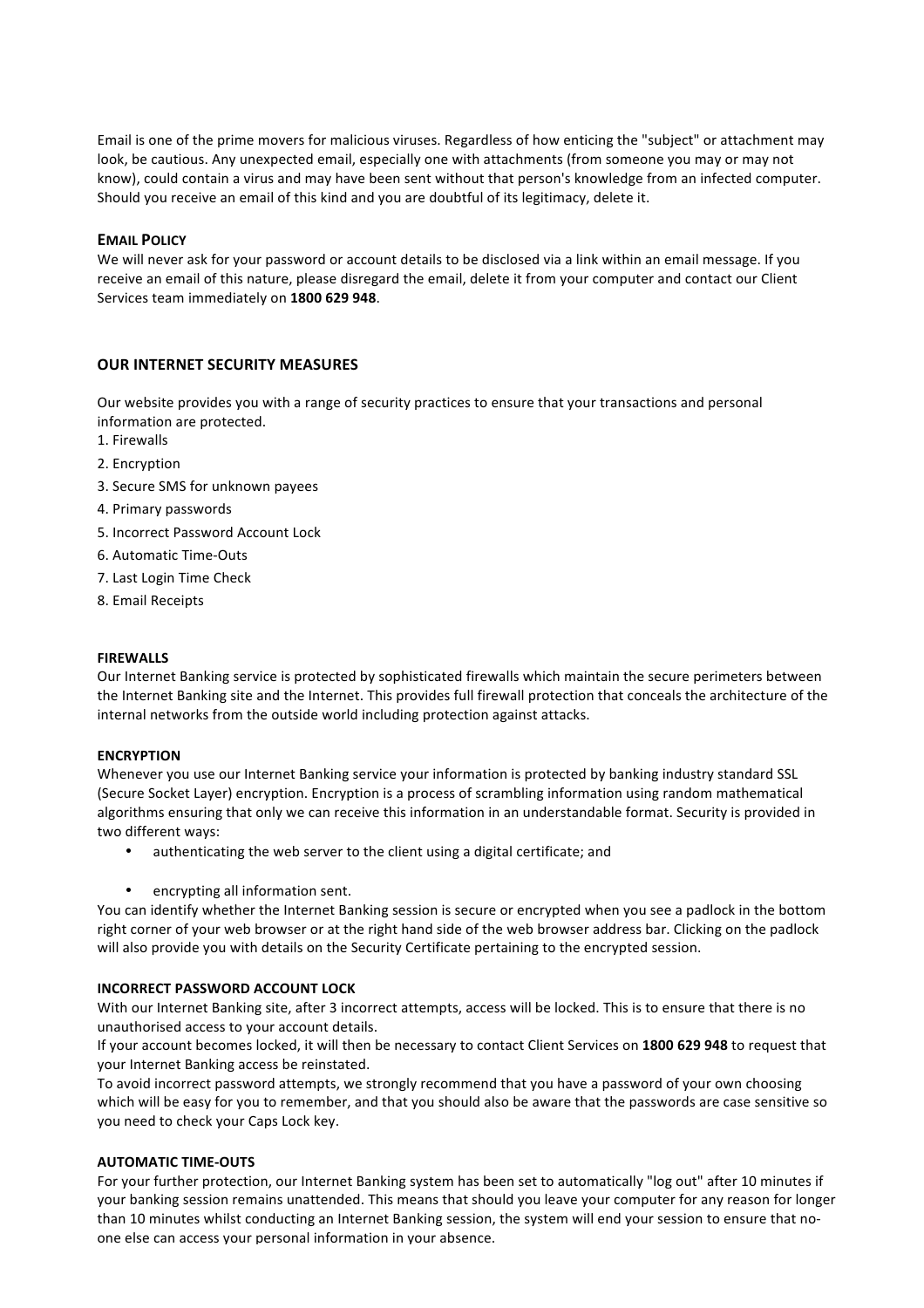Email is one of the prime movers for malicious viruses. Regardless of how enticing the "subject" or attachment may look, be cautious. Any unexpected email, especially one with attachments (from someone you may or may not know), could contain a virus and may have been sent without that person's knowledge from an infected computer. Should you receive an email of this kind and you are doubtful of its legitimacy, delete it.

#### EMAIL POLICY

We will never ask for your password or account details to be disclosed via a link within an email message. If you receive an email of this nature, please disregard the email, delete it from your computer and contact our Client Services team immediately on **1800 629 948**.

### OUR INTERNET SECURITY MEASURES

Our website provides you with a range of security practices to ensure that your transactions and personal information are protected.

1. Firewalls
2. Encryption
3. Secure SMS for unknown payees
4. Primary passwords
5. Incorrect Password Account Lock
6. Automatic Time-Outs
7. Last Login Time Check
8. Email Receipts

#### FIREWALLS

Our Internet Banking service is protected by sophisticated firewalls which maintain the secure perimeters between the Internet Banking site and the Internet. This provides full firewall protection that conceals the architecture of the internal networks from the outside world including protection against attacks.

#### ENCRYPTION

Whenever you use our Internet Banking service your information is protected by banking industry standard SSL (Secure Socket Layer) encryption. Encryption is a process of scrambling information using random mathematical algorithms ensuring that only we can receive this information in an understandable format. Security is provided in two different ways:

- authenticating the web server to the client using a digital certificate; and
- encrypting all information sent.

You can identify whether the Internet Banking session is secure or encrypted when you see a padlock in the bottom right corner of your web browser or at the right hand side of the web browser address bar. Clicking on the padlock will also provide you with details on the Security Certificate pertaining to the encrypted session.

#### INCORRECT PASSWORD ACCOUNT LOCK

With our Internet Banking site, after 3 incorrect attempts, access will be locked. This is to ensure that there is no unauthorised access to your account details.

If your account becomes locked, it will then be necessary to contact Client Services on **1800 629 948** to request that your Internet Banking access be reinstated.

To avoid incorrect password attempts, we strongly recommend that you have a password of your own choosing which will be easy for you to remember, and that you should also be aware that the passwords are case sensitive so you need to check your Caps Lock key.

#### AUTOMATIC TIME-OUTS

For your further protection, our Internet Banking system has been set to automatically "log out" after 10 minutes if your banking session remains unattended. This means that should you leave your computer for any reason for longer than 10 minutes whilst conducting an Internet Banking session, the system will end your session to ensure that no-one else can access your personal information in your absence.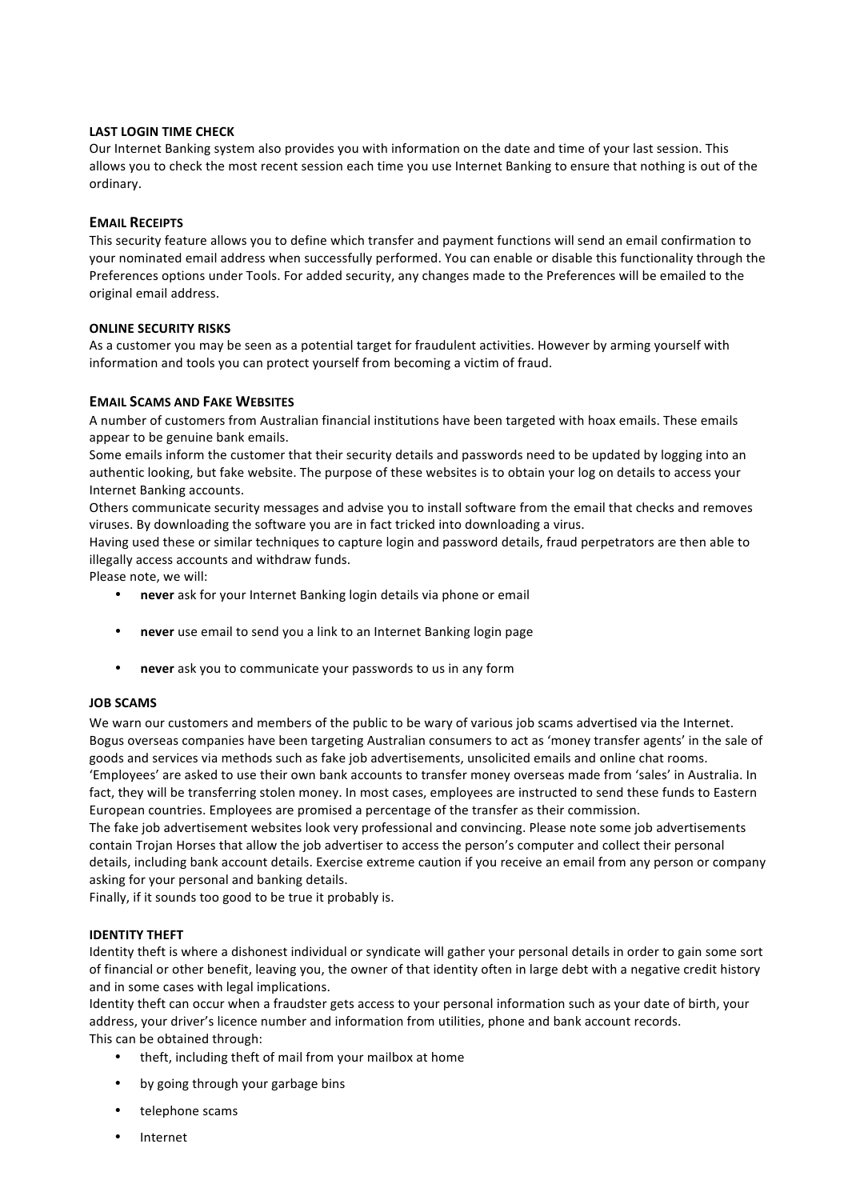**LAST LOGIN TIME CHECK**

Our Internet Banking system also provides you with information on the date and time of your last session. This allows you to check the most recent session each time you use Internet Banking to ensure that nothing is out of the ordinary.

**EMAIL RECEIPTS**

This security feature allows you to define which transfer and payment functions will send an email confirmation to your nominated email address when successfully performed. You can enable or disable this functionality through the Preferences options under Tools. For added security, any changes made to the Preferences will be emailed to the original email address.

**ONLINE SECURITY RISKS**

As a customer you may be seen as a potential target for fraudulent activities. However by arming yourself with information and tools you can protect yourself from becoming a victim of fraud.

**EMAIL SCAMS AND FAKE WEBSITES**

A number of customers from Australian financial institutions have been targeted with hoax emails. These emails appear to be genuine bank emails.

Some emails inform the customer that their security details and passwords need to be updated by logging into an authentic looking, but fake website. The purpose of these websites is to obtain your log on details to access your Internet Banking accounts.

Others communicate security messages and advise you to install software from the email that checks and removes viruses. By downloading the software you are in fact tricked into downloading a virus.

Having used these or similar techniques to capture login and password details, fraud perpetrators are then able to illegally access accounts and withdraw funds.

Please note, we will:

- **never** ask for your Internet Banking login details via phone or email
- **never** use email to send you a link to an Internet Banking login page
- **never** ask you to communicate your passwords to us in any form

**JOB SCAMS**

We warn our customers and members of the public to be wary of various job scams advertised via the Internet. Bogus overseas companies have been targeting Australian consumers to act as 'money transfer agents' in the sale of goods and services via methods such as fake job advertisements, unsolicited emails and online chat rooms. 'Employees' are asked to use their own bank accounts to transfer money overseas made from 'sales' in Australia. In fact, they will be transferring stolen money. In most cases, employees are instructed to send these funds to Eastern European countries. Employees are promised a percentage of the transfer as their commission.

The fake job advertisement websites look very professional and convincing. Please note some job advertisements contain Trojan Horses that allow the job advertiser to access the person's computer and collect their personal details, including bank account details. Exercise extreme caution if you receive an email from any person or company asking for your personal and banking details.

Finally, if it sounds too good to be true it probably is.

**IDENTITY THEFT**

Identity theft is where a dishonest individual or syndicate will gather your personal details in order to gain some sort of financial or other benefit, leaving you, the owner of that identity often in large debt with a negative credit history and in some cases with legal implications.

Identity theft can occur when a fraudster gets access to your personal information such as your date of birth, your address, your driver's licence number and information from utilities, phone and bank account records.

This can be obtained through:

- theft, including theft of mail from your mailbox at home
- by going through your garbage bins
- telephone scams
- Internet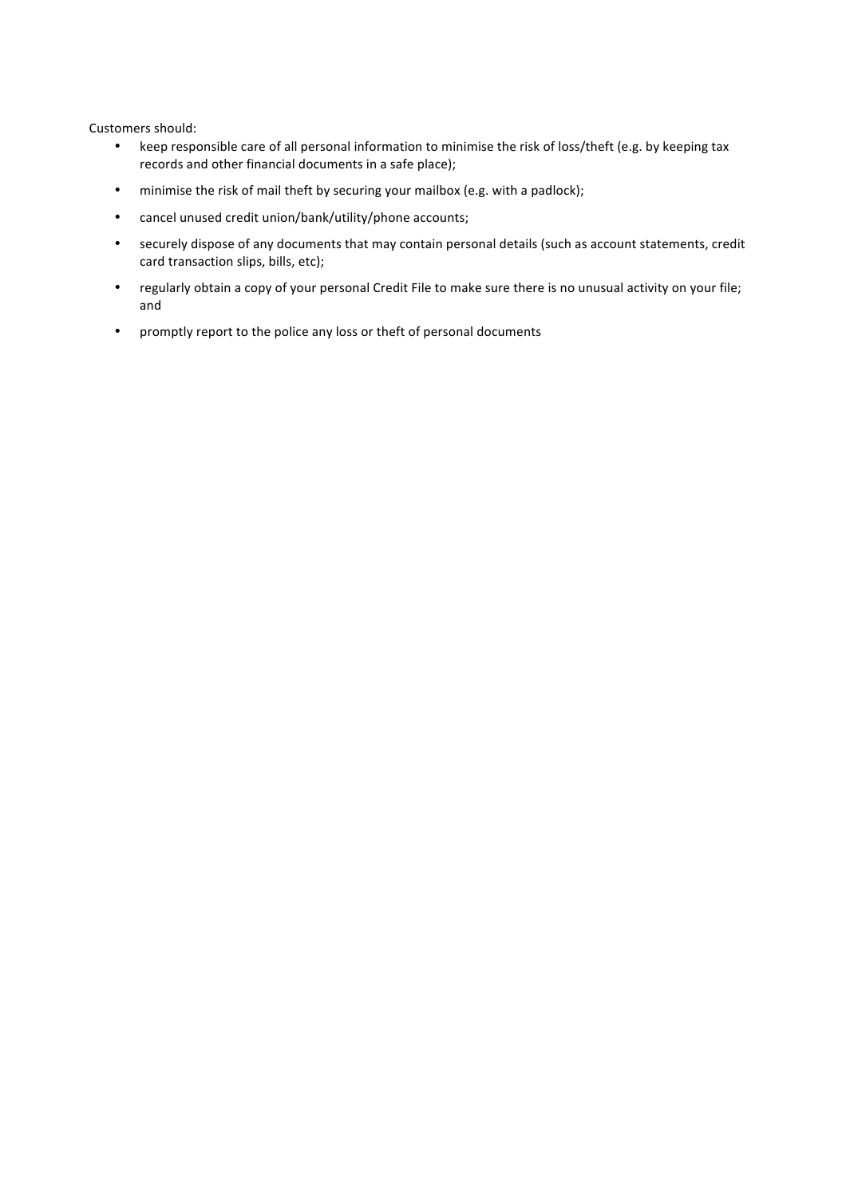Customers should:

- keep responsible care of all personal information to minimise the risk of loss/theft (e.g. by keeping tax records and other financial documents in a safe place);
- minimise the risk of mail theft by securing your mailbox (e.g. with a padlock);
- cancel unused credit union/bank/utility/phone accounts;
- securely dispose of any documents that may contain personal details (such as account statements, credit card transaction slips, bills, etc);
- regularly obtain a copy of your personal Credit File to make sure there is no unusual activity on your file; and
- promptly report to the police any loss or theft of personal documents